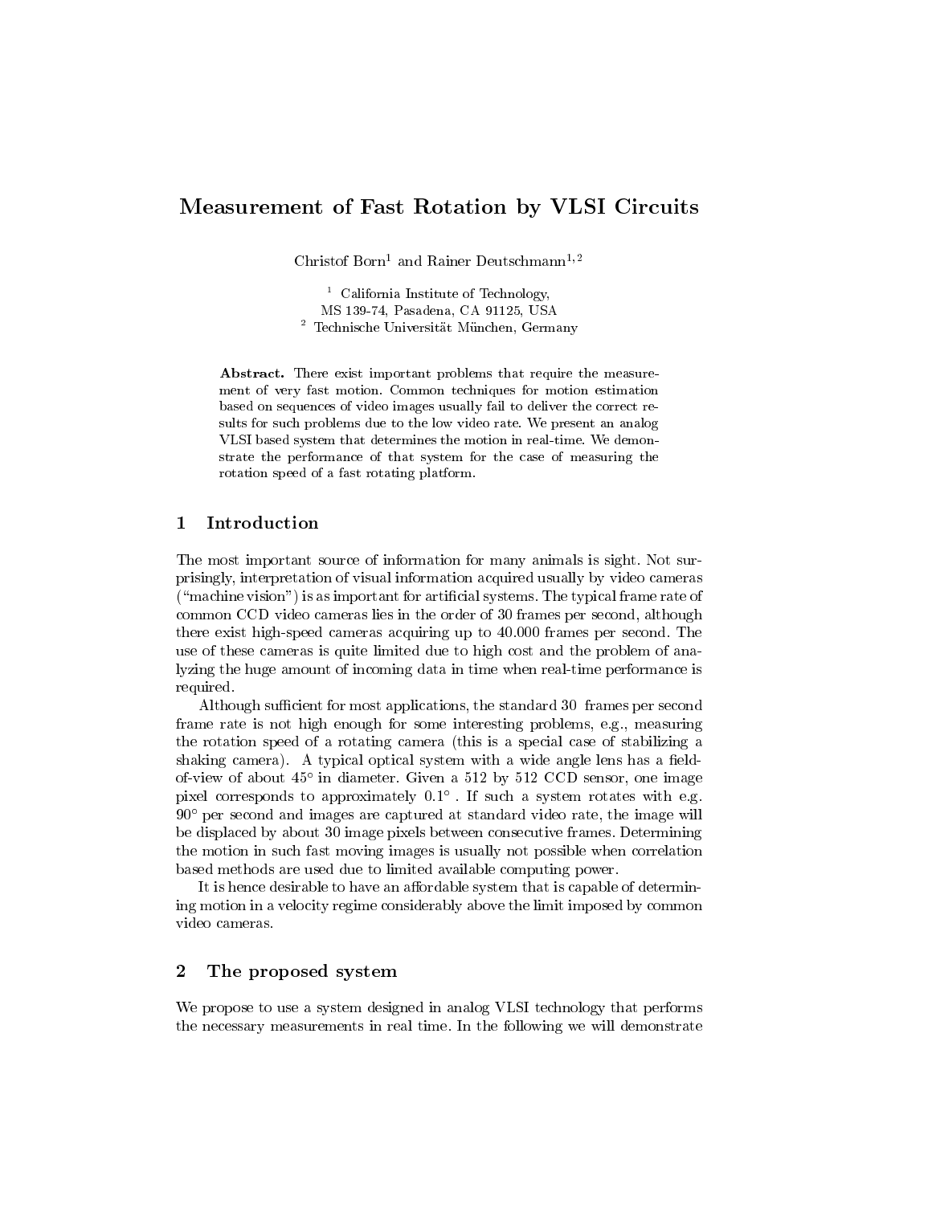# Measurement of Fast Rotation by VLSI Circuits

Christof Born[1] and Rainer Deutschmann[1,2]

[1] California Institute of Technology,
MS 139-74, Pasadena, CA 91125, USA
[2] Technische Universität München, Germany

**Abstract.** There exist important problems that require the measurement of very fast motion. Common techniques for motion estimation based on sequences of video images usually fail to deliver the correct results for such problems due to the low video rate. We present an analog VLSI based system that determines the motion in real-time. We demonstrate the performance of that system for the case of measuring the rotation speed of a fast rotating platform.

## 1 Introduction

The most important source of information for many animals is sight. Not surprisingly, interpretation of visual information acquired usually by video cameras ("machine vision") is as important for artificial systems. The typical frame rate of common CCD video cameras lies in the order of 30 frames per second, although there exist high-speed cameras acquiring up to 40.000 frames per second. The use of these cameras is quite limited due to high cost and the problem of analyzing the huge amount of incoming data in time when real-time performance is required.

Although sufficient for most applications, the standard 30 frames per second frame rate is not high enough for some interesting problems, e.g., measuring the rotation speed of a rotating camera (this is a special case of stabilizing a shaking camera). A typical optical system with a wide angle lens has a field-of-view of about 45° in diameter. Given a 512 by 512 CCD sensor, one image pixel corresponds to approximately 0.1° . If such a system rotates with e.g. 90° per second and images are captured at standard video rate, the image will be displaced by about 30 image pixels between consecutive frames. Determining the motion in such fast moving images is usually not possible when correlation based methods are used due to limited available computing power.

It is hence desirable to have an affordable system that is capable of determining motion in a velocity regime considerably above the limit imposed by common video cameras.

## 2 The proposed system

We propose to use a system designed in analog VLSI technology that performs the necessary measurements in real time. In the following we will demonstrate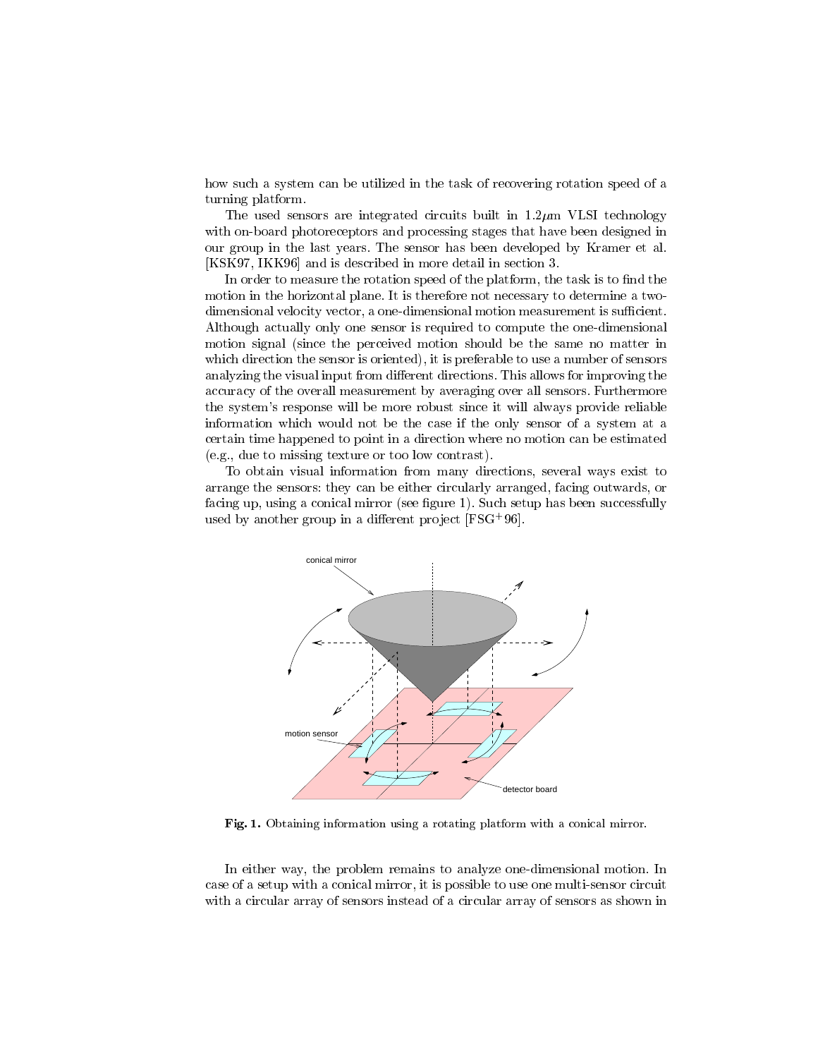how such a system can be utilized in the task of recovering rotation speed of a turning platform.

The used sensors are integrated circuits built in 1.2$\mu$m VLSI technology with on-board photoreceptors and processing stages that have been designed in our group in the last years. The sensor has been developed by Kramer et al. [KSK97, IKK96] and is described in more detail in section 3.

In order to measure the rotation speed of the platform, the task is to find the motion in the horizontal plane. It is therefore not necessary to determine a two-dimensional velocity vector, a one-dimensional motion measurement is sufficient. Although actually only one sensor is required to compute the one-dimensional motion signal (since the perceived motion should be the same no matter in which direction the sensor is oriented), it is preferable to use a number of sensors analyzing the visual input from different directions. This allows for improving the accuracy of the overall measurement by averaging over all sensors. Furthermore the system's response will be more robust since it will always provide reliable information which would not be the case if the only sensor of a system at a certain time happened to point in a direction where no motion can be estimated (e.g., due to missing texture or too low contrast).

To obtain visual information from many directions, several ways exist to arrange the sensors: they can be either circularly arranged, facing outwards, or facing up, using a conical mirror (see figure 1). Such setup has been successfully used by another group in a different project [FSG+96].

**Fig. 1.** Obtaining information using a rotating platform with a conical mirror.

In either way, the problem remains to analyze one-dimensional motion. In case of a setup with a conical mirror, it is possible to use one multi-sensor circuit with a circular array of sensors instead of a circular array of sensors as shown in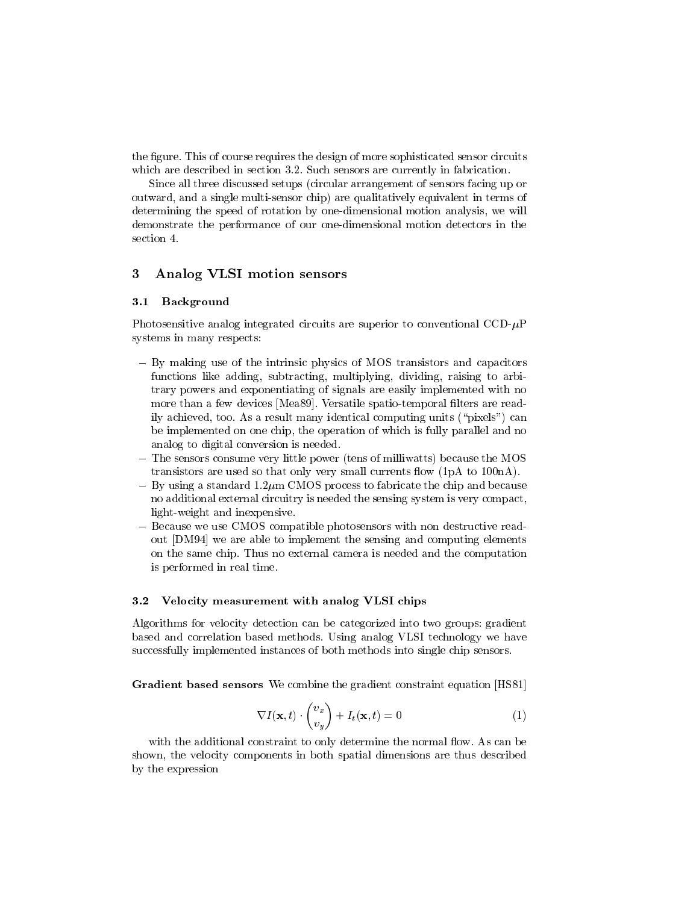the figure. This of course requires the design of more sophisticated sensor circuits which are described in section 3.2. Such sensors are currently in fabrication.

Since all three discussed setups (circular arrangement of sensors facing up or outward, and a single multi-sensor chip) are qualitatively equivalent in terms of determining the speed of rotation by one-dimensional motion analysis, we will demonstrate the performance of our one-dimensional motion detectors in the section 4.

## 3 Analog VLSI motion sensors

### 3.1 Background

Photosensitive analog integrated circuits are superior to conventional CCD-$\mu$P systems in many respects:

- By making use of the intrinsic physics of MOS transistors and capacitors functions like adding, subtracting, multiplying, dividing, raising to arbitrary powers and exponentiating of signals are easily implemented with no more than a few devices [Mea89]. Versatile spatio-temporal filters are readily achieved, too. As a result many identical computing units ("pixels") can be implemented on one chip, the operation of which is fully parallel and no analog to digital conversion is needed.
- The sensors consume very little power (tens of milliwatts) because the MOS transistors are used so that only very small currents flow (1pA to 100nA).
- By using a standard 1.2$\mu$m CMOS process to fabricate the chip and because no additional external circuitry is needed the sensing system is very compact, light-weight and inexpensive.
- Because we use CMOS compatible photosensors with non destructive readout [DM94] we are able to implement the sensing and computing elements on the same chip. Thus no external camera is needed and the computation is performed in real time.

### 3.2 Velocity measurement with analog VLSI chips

Algorithms for velocity detection can be categorized into two groups: gradient based and correlation based methods. Using analog VLSI technology we have successfully implemented instances of both methods into single chip sensors.

**Gradient based sensors** We combine the gradient constraint equation [HS81]

$$\nabla I(\mathbf{x},t) \cdot \begin{pmatrix} v_x \\ v_y \end{pmatrix} + I_t(\mathbf{x},t) = 0 \tag{1}$$

with the additional constraint to only determine the normal flow. As can be shown, the velocity components in both spatial dimensions are thus described by the expression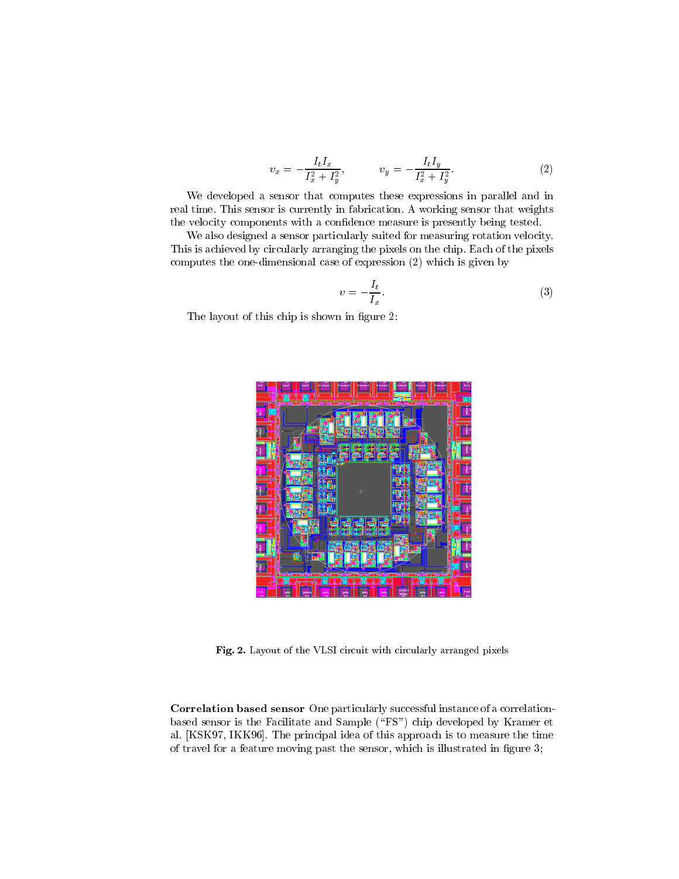$$v_x = -\frac{I_t I_x}{I_x^2 + I_y^2}, \qquad v_y = -\frac{I_t I_y}{I_x^2 + I_y^2}. \tag{2}$$

We developed a sensor that computes these expressions in parallel and in real time. This sensor is currently in fabrication. A working sensor that weights the velocity components with a confidence measure is presently being tested.

We also designed a sensor particularly suited for measuring rotation velocity. This is achieved by circularly arranging the pixels on the chip. Each of the pixels computes the one-dimensional case of expression (2) which is given by

$$v = -\frac{I_t}{I_x}. \tag{3}$$

The layout of this chip is shown in figure 2:

**Fig. 2.** Layout of the VLSI circuit with circularly arranged pixels

**Correlation based sensor** One particularly successful instance of a correlation-based sensor is the Facilitate and Sample ("FS") chip developed by Kramer et al. [KSK97, IKK96]. The principal idea of this approach is to measure the time of travel for a feature moving past the sensor, which is illustrated in figure 3;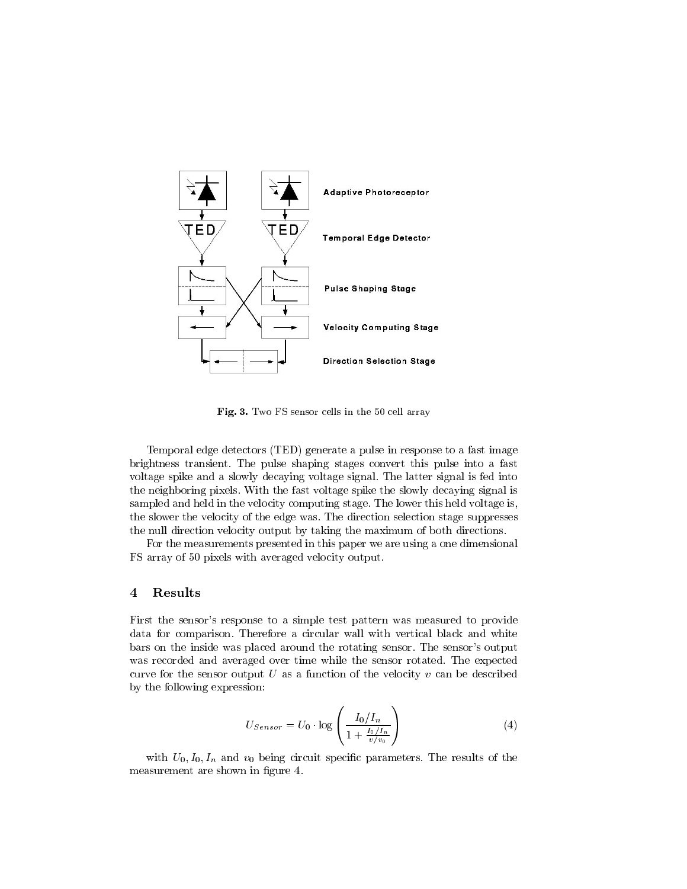**Fig. 3.** Two FS sensor cells in the 50 cell array

Temporal edge detectors (TED) generate a pulse in response to a fast image brightness transient. The pulse shaping stages convert this pulse into a fast voltage spike and a slowly decaying voltage signal. The latter signal is fed into the neighboring pixels. With the fast voltage spike the slowly decaying signal is sampled and held in the velocity computing stage. The lower this held voltage is, the slower the velocity of the edge was. The direction selection stage suppresses the null direction velocity output by taking the maximum of both directions.

For the measurements presented in this paper we are using a one dimensional FS array of 50 pixels with averaged velocity output.

## 4 Results

First the sensor's response to a simple test pattern was measured to provide data for comparison. Therefore a circular wall with vertical black and white bars on the inside was placed around the rotating sensor. The sensor's output was recorded and averaged over time while the sensor rotated. The expected curve for the sensor output $U$ as a function of the velocity $v$ can be described by the following expression:

$$U_{Sensor} = U_0 \cdot \log \left( \frac{I_0/I_n}{1 + \frac{I_0/I_n}{v/v_0}} \right) \tag{4}$$

with $U_0, I_0, I_n$ and $v_0$ being circuit specific parameters. The results of the measurement are shown in figure 4.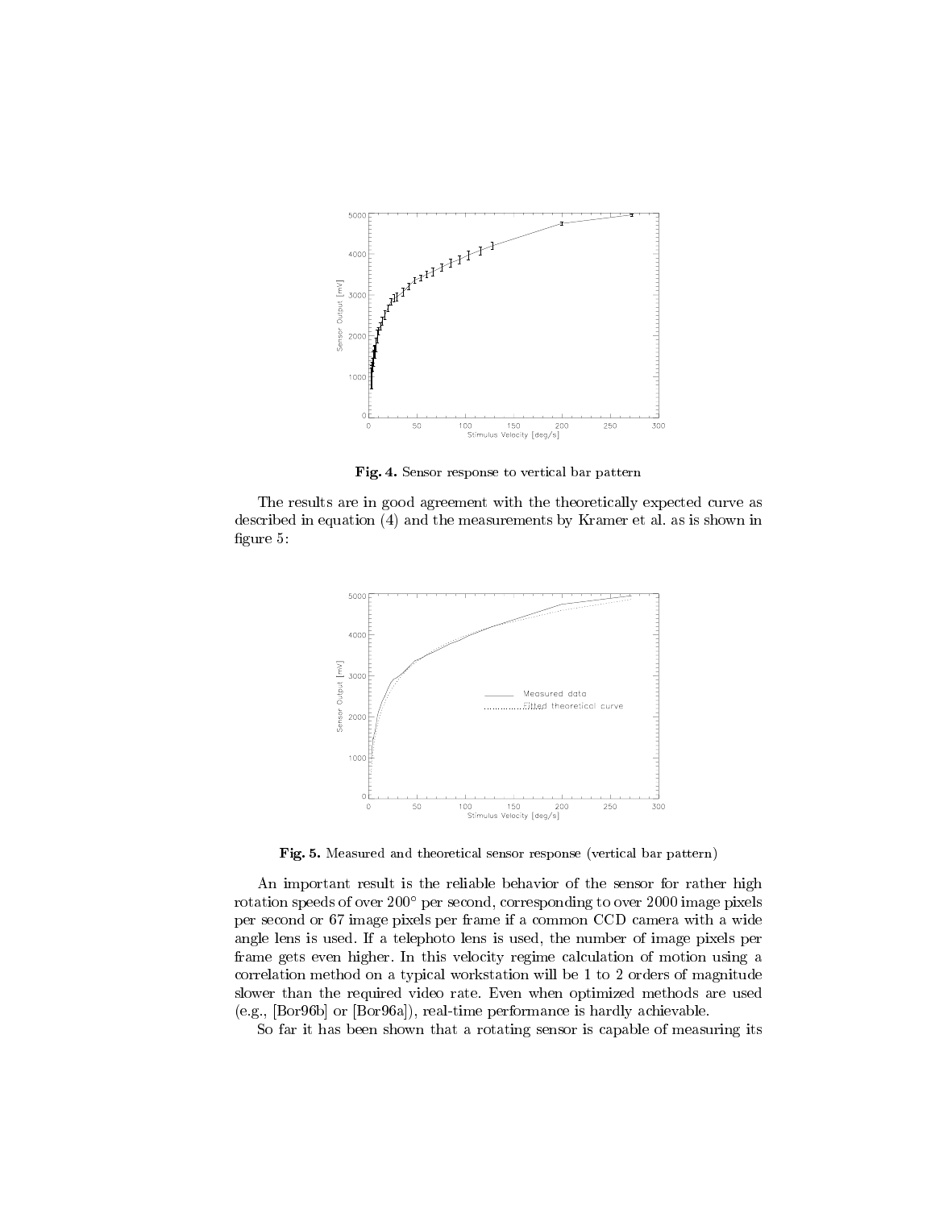**Fig. 4.** Sensor response to vertical bar pattern

The results are in good agreement with the theoretically expected curve as described in equation (4) and the measurements by Kramer et al. as is shown in figure 5:

**Fig. 5.** Measured and theoretical sensor response (vertical bar pattern)

An important result is the reliable behavior of the sensor for rather high rotation speeds of over 200° per second, corresponding to over 2000 image pixels per second or 67 image pixels per frame if a common CCD camera with a wide angle lens is used. If a telephoto lens is used, the number of image pixels per frame gets even higher. In this velocity regime calculation of motion using a correlation method on a typical workstation will be 1 to 2 orders of magnitude slower than the required video rate. Even when optimized methods are used (e.g., [Bor96b] or [Bor96a]), real-time performance is hardly achievable.

So far it has been shown that a rotating sensor is capable of measuring its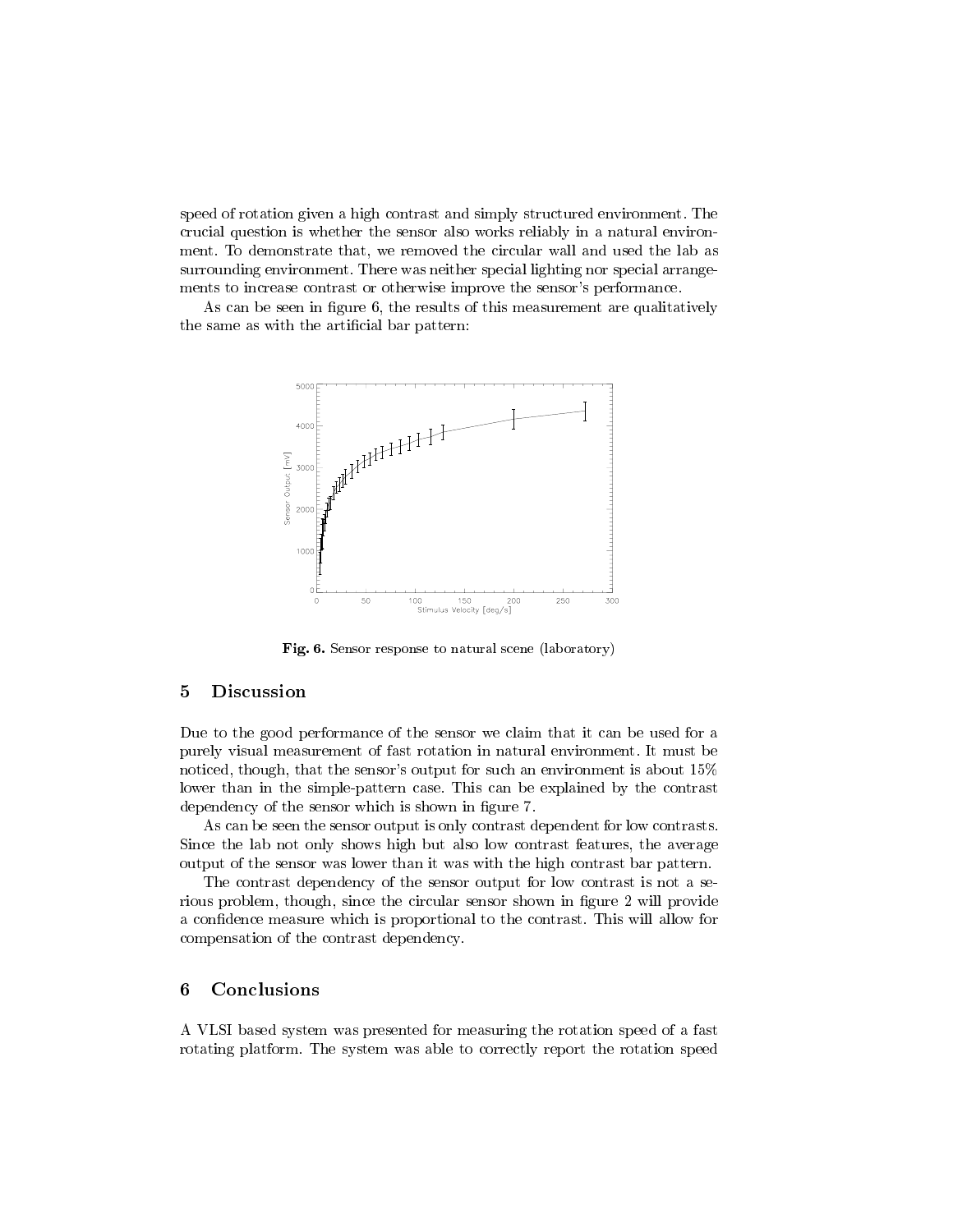speed of rotation given a high contrast and simply structured environment. The crucial question is whether the sensor also works reliably in a natural environment. To demonstrate that, we removed the circular wall and used the lab as surrounding environment. There was neither special lighting nor special arrangements to increase contrast or otherwise improve the sensor's performance.

As can be seen in figure 6, the results of this measurement are qualitatively the same as with the artificial bar pattern:

**Fig. 6.** Sensor response to natural scene (laboratory)

## 5 Discussion

Due to the good performance of the sensor we claim that it can be used for a purely visual measurement of fast rotation in natural environment. It must be noticed, though, that the sensor's output for such an environment is about 15% lower than in the simple-pattern case. This can be explained by the contrast dependency of the sensor which is shown in figure 7.

As can be seen the sensor output is only contrast dependent for low contrasts. Since the lab not only shows high but also low contrast features, the average output of the sensor was lower than it was with the high contrast bar pattern.

The contrast dependency of the sensor output for low contrast is not a serious problem, though, since the circular sensor shown in figure 2 will provide a confidence measure which is proportional to the contrast. This will allow for compensation of the contrast dependency.

## 6 Conclusions

A VLSI based system was presented for measuring the rotation speed of a fast rotating platform. The system was able to correctly report the rotation speed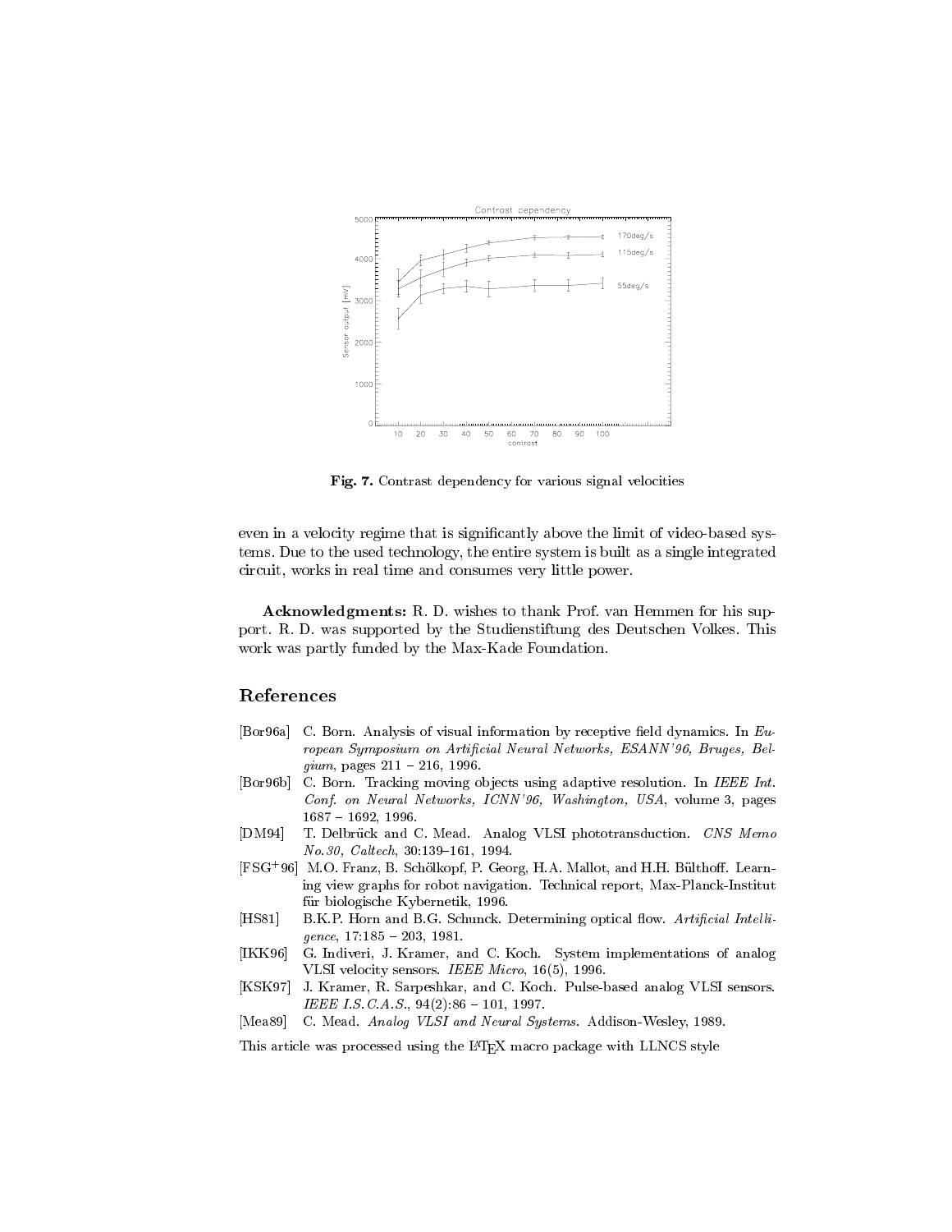Contrast dependency

5000

4000

3000

2000

1000

0

Sensor output [mV]

10 20 30 40 50 60 70 80 90 100

contrast

170deg/s

115deg/s

55deg/s

**Fig. 7.** Contrast dependency for various signal velocities

even in a velocity regime that is significantly above the limit of video-based systems. Due to the used technology, the entire system is built as a single integrated circuit, works in real time and consumes very little power.

**Acknowledgments:** R. D. wishes to thank Prof. van Hemmen for his support. R. D. was supported by the Studienstiftung des Deutschen Volkes. This work was partly funded by the Max-Kade Foundation.

## References

[Bor96a] C. Born. Analysis of visual information by receptive field dynamics. In *European Symposium on Artificial Neural Networks, ESANN'96, Bruges, Belgium*, pages 211 – 216, 1996.

[Bor96b] C. Born. Tracking moving objects using adaptive resolution. In *IEEE Int. Conf. on Neural Networks, ICNN'96, Washington, USA*, volume 3, pages 1687 – 1692, 1996.

[DM94] T. Delbrück and C. Mead. Analog VLSI phototransduction. *CNS Memo No.30, Caltech*, 30:139–161, 1994.

[FSG+96] M.O. Franz, B. Schölkopf, P. Georg, H.A. Mallot, and H.H. Bülthoff. Learning view graphs for robot navigation. Technical report, Max-Planck-Institut für biologische Kybernetik, 1996.

[HS81] B.K.P. Horn and B.G. Schunck. Determining optical flow. *Artificial Intelligence*, 17:185 – 203, 1981.

[IKK96] G. Indiveri, J. Kramer, and C. Koch. System implementations of analog VLSI velocity sensors. *IEEE Micro*, 16(5), 1996.

[KSK97] J. Kramer, R. Sarpeshkar, and C. Koch. Pulse-based analog VLSI sensors. *IEEE I.S.C.A.S.*, 94(2):86 – 101, 1997.

[Mea89] C. Mead. *Analog VLSI and Neural Systems*. Addison-Wesley, 1989.

This article was processed using the LaTeX macro package with LLNCS style